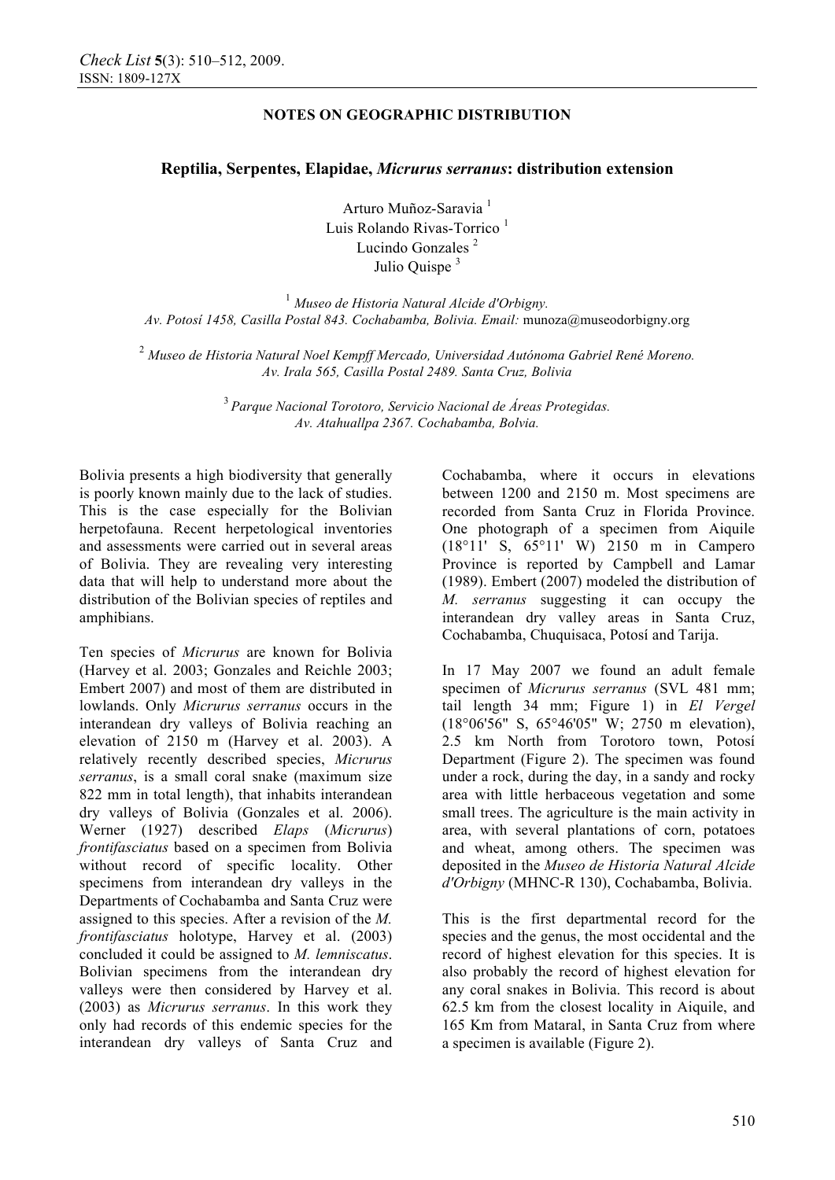NOTES ON GEOGRAPHIC DISTRIBUTION

# Reptilia, Serpentes, Elapidae, *Micrurus serranus*: distribution extension

Arturo Muñoz-Saravia [1]
Luis Rolando Rivas-Torrico [1]
Lucindo Gonzales [2]
Julio Quispe [3]

[1] *Museo de Historia Natural Alcide d'Orbigny. Av. Potosí 1458, Casilla Postal 843. Cochabamba, Bolivia. Email:* munoza@museodorbigny.org

[2] *Museo de Historia Natural Noel Kempff Mercado, Universidad Autónoma Gabriel René Moreno. Av. Irala 565, Casilla Postal 2489. Santa Cruz, Bolivia*

[3] *Parque Nacional Torotoro, Servicio Nacional de Áreas Protegidas. Av. Atahuallpa 2367. Cochabamba, Bolvia.*

Bolivia presents a high biodiversity that generally is poorly known mainly due to the lack of studies. This is the case especially for the Bolivian herpetofauna. Recent herpetological inventories and assessments were carried out in several areas of Bolivia. They are revealing very interesting data that will help to understand more about the distribution of the Bolivian species of reptiles and amphibians.

Ten species of *Micrurus* are known for Bolivia (Harvey et al. 2003; Gonzales and Reichle 2003; Embert 2007) and most of them are distributed in lowlands. Only *Micrurus serranus* occurs in the interandean dry valleys of Bolivia reaching an elevation of 2150 m (Harvey et al. 2003). A relatively recently described species, *Micrurus serranus*, is a small coral snake (maximum size 822 mm in total length), that inhabits interandean dry valleys of Bolivia (Gonzales et al. 2006). Werner (1927) described *Elaps* (*Micrurus*) *frontifasciatus* based on a specimen from Bolivia without record of specific locality. Other specimens from interandean dry valleys in the Departments of Cochabamba and Santa Cruz were assigned to this species. After a revision of the *M. frontifasciatus* holotype, Harvey et al. (2003) concluded it could be assigned to *M. lemniscatus*. Bolivian specimens from the interandean dry valleys were then considered by Harvey et al. (2003) as *Micrurus serranus*. In this work they only had records of this endemic species for the interandean dry valleys of Santa Cruz and Cochabamba, where it occurs in elevations between 1200 and 2150 m. Most specimens are recorded from Santa Cruz in Florida Province. One photograph of a specimen from Aiquile (18°11' S, 65°11' W) 2150 m in Campero Province is reported by Campbell and Lamar (1989). Embert (2007) modeled the distribution of *M. serranus* suggesting it can occupy the interandean dry valley areas in Santa Cruz, Cochabamba, Chuquisaca, Potosí and Tarija.

In 17 May 2007 we found an adult female specimen of *Micrurus serranus* (SVL 481 mm; tail length 34 mm; Figure 1) in *El Vergel* (18°06'56" S, 65°46'05" W; 2750 m elevation), 2.5 km North from Torotoro town, Potosí Department (Figure 2). The specimen was found under a rock, during the day, in a sandy and rocky area with little herbaceous vegetation and some small trees. The agriculture is the main activity in area, with several plantations of corn, potatoes and wheat, among others. The specimen was deposited in the *Museo de Historia Natural Alcide d'Orbigny* (MHNC-R 130), Cochabamba, Bolivia.

This is the first departmental record for the species and the genus, the most occidental and the record of highest elevation for this species. It is also probably the record of highest elevation for any coral snakes in Bolivia. This record is about 62.5 km from the closest locality in Aiquile, and 165 Km from Mataral, in Santa Cruz from where a specimen is available (Figure 2).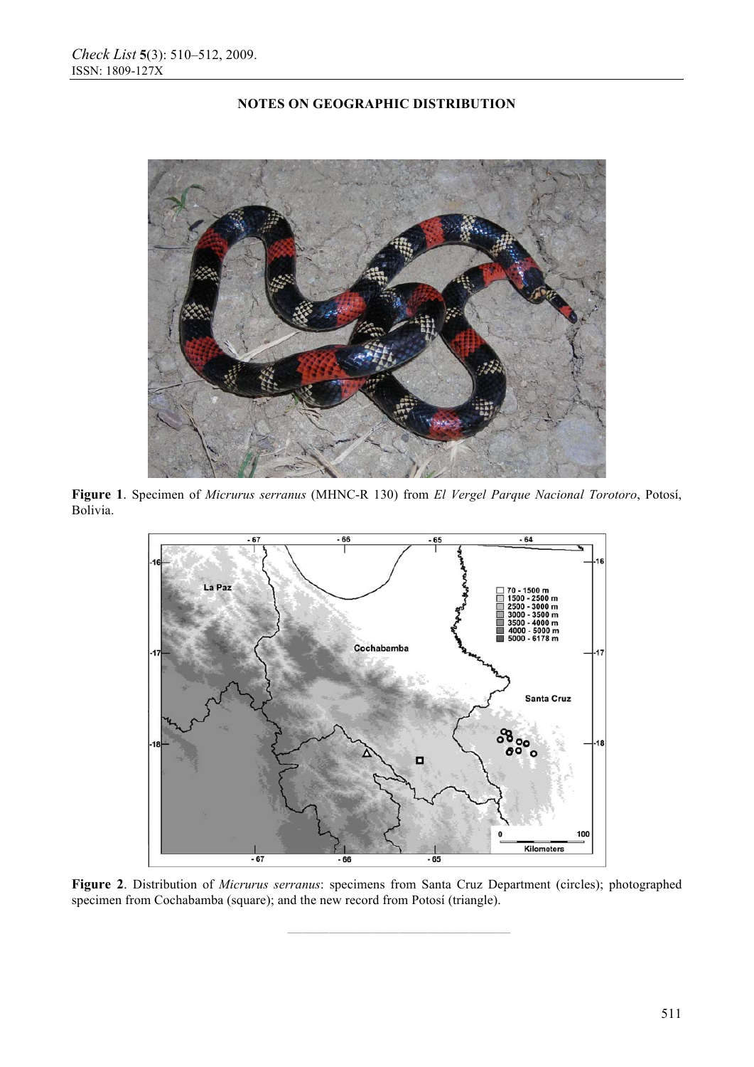## NOTES ON GEOGRAPHIC DISTRIBUTION

**Figure 1**. Specimen of *Micrurus serranus* (MHNC-R 130) from *El Vergel Parque Nacional Torotoro*, Potosí, Bolivia.

**Figure 2**. Distribution of *Micrurus serranus*: specimens from Santa Cruz Department (circles); photographed specimen from Cochabamba (square); and the new record from Potosí (triangle).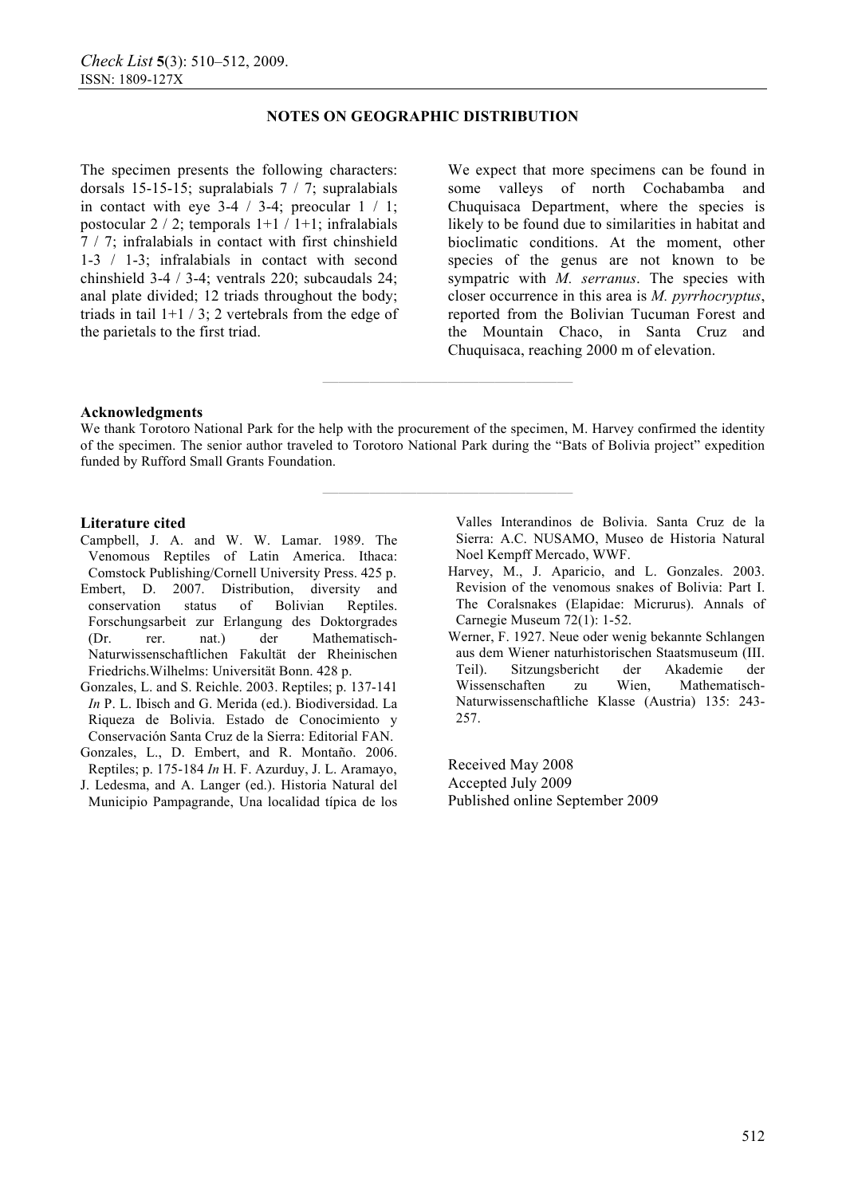The specimen presents the following characters: dorsals 15-15-15; supralabials 7 / 7; supralabials in contact with eye 3-4 / 3-4; preocular 1 / 1; postocular 2 / 2; temporals 1+1 / 1+1; infralabials 7 / 7; infralabials in contact with first chinshield 1-3 / 1-3; infralabials in contact with second chinshield 3-4 / 3-4; ventrals 220; subcaudals 24; anal plate divided; 12 triads throughout the body; triads in tail 1+1 / 3; 2 vertebrals from the edge of the parietals to the first triad.

We expect that more specimens can be found in some valleys of north Cochabamba and Chuquisaca Department, where the species is likely to be found due to similarities in habitat and bioclimatic conditions. At the moment, other species of the genus are not known to be sympatric with *M. serranus*. The species with closer occurrence in this area is *M. pyrrhocryptus*, reported from the Bolivian Tucuman Forest and the Mountain Chaco, in Santa Cruz and Chuquisaca, reaching 2000 m of elevation.

## Acknowledgments

We thank Torotoro National Park for the help with the procurement of the specimen, M. Harvey confirmed the identity of the specimen. The senior author traveled to Torotoro National Park during the "Bats of Bolivia project" expedition funded by Rufford Small Grants Foundation.

## Literature cited

Campbell, J. A. and W. W. Lamar. 1989. The Venomous Reptiles of Latin America. Ithaca: Comstock Publishing/Cornell University Press. 425 p.

Embert, D. 2007. Distribution, diversity and conservation status of Bolivian Reptiles. Forschungsarbeit zur Erlangung des Doktorgrades (Dr. rer. nat.) der Mathematisch-Naturwissenschaftlichen Fakultät der Rheinischen Friedrichs.Wilhelms: Universität Bonn. 428 p.

Gonzales, L. and S. Reichle. 2003. Reptiles; p. 137-141 *In* P. L. Ibisch and G. Merida (ed.). Biodiversidad. La Riqueza de Bolivia. Estado de Conocimiento y Conservación Santa Cruz de la Sierra: Editorial FAN.

Gonzales, L., D. Embert, and R. Montaño. 2006. Reptiles; p. 175-184 *In* H. F. Azurduy, J. L. Aramayo, J. Ledesma, and A. Langer (ed.). Historia Natural del Municipio Pampagrande, Una localidad típica de los Valles Interandinos de Bolivia. Santa Cruz de la Sierra: A.C. NUSAMO, Museo de Historia Natural Noel Kempff Mercado, WWF.

Harvey, M., J. Aparicio, and L. Gonzales. 2003. Revision of the venomous snakes of Bolivia: Part I. The Coralsnakes (Elapidae: Micrurus). Annals of Carnegie Museum 72(1): 1-52.

Werner, F. 1927. Neue oder wenig bekannte Schlangen aus dem Wiener naturhistorischen Staatsmuseum (III. Teil). Sitzungsbericht der Akademie der Wissenschaften zu Wien, Mathematisch-Naturwissenschaftliche Klasse (Austria) 135: 243-257.

Received May 2008
Accepted July 2009
Published online September 2009